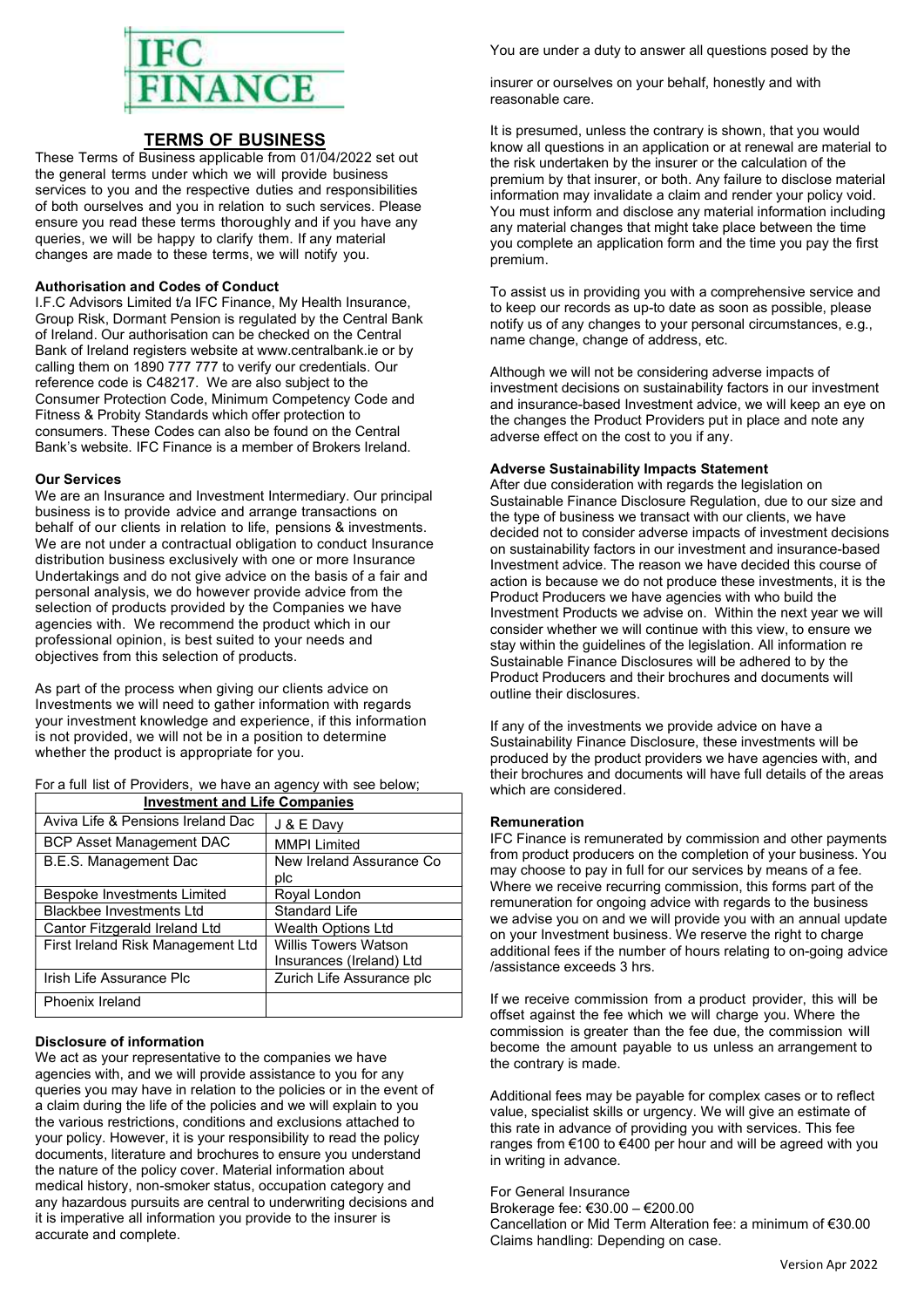IFC FINANCE

# TERMS OF BUSINESS

These Terms of Business applicable from 01/04/2022 set out the general terms under which we will provide business services to you and the respective duties and responsibilities of both ourselves and you in relation to such services. Please ensure you read these terms thoroughly and if you have any queries, we will be happy to clarify them. If any material changes are made to these terms, we will notify you.

**Authorisation and Codes of Conduct**

I.F.C Advisors Limited t/a IFC Finance, My Health Insurance, Group Risk, Dormant Pension is regulated by the Central Bank of Ireland. Our authorisation can be checked on the Central Bank of Ireland registers website at www.centralbank.ie or by calling them on 1890 777 777 to verify our credentials. Our reference code is C48217. We are also subject to the Consumer Protection Code, Minimum Competency Code and Fitness & Probity Standards which offer protection to consumers. These Codes can also be found on the Central Bank's website. IFC Finance is a member of Brokers Ireland.

**Our Services**

We are an Insurance and Investment Intermediary. Our principal business is to provide advice and arrange transactions on behalf of our clients in relation to life, pensions & investments. We are not under a contractual obligation to conduct Insurance distribution business exclusively with one or more Insurance Undertakings and do not give advice on the basis of a fair and personal analysis, we do however provide advice from the selection of products provided by the Companies we have agencies with. We recommend the product which in our professional opinion, is best suited to your needs and objectives from this selection of products.

As part of the process when giving our clients advice on Investments we will need to gather information with regards your investment knowledge and experience, if this information is not provided, we will not be in a position to determine whether the product is appropriate for you.

For a full list of Providers, we have an agency with see below;

| Investment and Life Companies | |
|---|---|
| Aviva Life & Pensions Ireland Dac | J & E Davy |
| BCP Asset Management DAC | MMPI Limited |
| B.E.S. Management Dac | New Ireland Assurance Co plc |
| Bespoke Investments Limited | Royal London |
| Blackbee Investments Ltd | Standard Life |
| Cantor Fitzgerald Ireland Ltd | Wealth Options Ltd |
| First Ireland Risk Management Ltd | Willis Towers Watson Insurances (Ireland) Ltd |
| Irish Life Assurance Plc | Zurich Life Assurance plc |
| Phoenix Ireland | |

**Disclosure of information**

We act as your representative to the companies we have agencies with, and we will provide assistance to you for any queries you may have in relation to the policies or in the event of a claim during the life of the policies and we will explain to you the various restrictions, conditions and exclusions attached to your policy. However, it is your responsibility to read the policy documents, literature and brochures to ensure you understand the nature of the policy cover. Material information about medical history, non-smoker status, occupation category and any hazardous pursuits are central to underwriting decisions and it is imperative all information you provide to the insurer is accurate and complete.

You are under a duty to answer all questions posed by the insurer or ourselves on your behalf, honestly and with reasonable care.

It is presumed, unless the contrary is shown, that you would know all questions in an application or at renewal are material to the risk undertaken by the insurer or the calculation of the premium by that insurer, or both. Any failure to disclose material information may invalidate a claim and render your policy void. You must inform and disclose any material information including any material changes that might take place between the time you complete an application form and the time you pay the first premium.

To assist us in providing you with a comprehensive service and to keep our records as up-to date as soon as possible, please notify us of any changes to your personal circumstances, e.g., name change, change of address, etc.

Although we will not be considering adverse impacts of investment decisions on sustainability factors in our investment and insurance-based Investment advice, we will keep an eye on the changes the Product Providers put in place and note any adverse effect on the cost to you if any.

**Adverse Sustainability Impacts Statement**

After due consideration with regards the legislation on Sustainable Finance Disclosure Regulation, due to our size and the type of business we transact with our clients, we have decided not to consider adverse impacts of investment decisions on sustainability factors in our investment and insurance-based Investment advice. The reason we have decided this course of action is because we do not produce these investments, it is the Product Producers we have agencies with who build the Investment Products we advise on. Within the next year we will consider whether we will continue with this view, to ensure we stay within the guidelines of the legislation. All information re Sustainable Finance Disclosures will be adhered to by the Product Producers and their brochures and documents will outline their disclosures.

If any of the investments we provide advice on have a Sustainability Finance Disclosure, these investments will be produced by the product providers we have agencies with, and their brochures and documents will have full details of the areas which are considered.

**Remuneration**

IFC Finance is remunerated by commission and other payments from product producers on the completion of your business. You may choose to pay in full for our services by means of a fee. Where we receive recurring commission, this forms part of the remuneration for ongoing advice with regards to the business we advise you on and we will provide you with an annual update on your Investment business. We reserve the right to charge additional fees if the number of hours relating to on-going advice /assistance exceeds 3 hrs.

If we receive commission from a product provider, this will be offset against the fee which we will charge you. Where the commission is greater than the fee due, the commission will become the amount payable to us unless an arrangement to the contrary is made.

Additional fees may be payable for complex cases or to reflect value, specialist skills or urgency. We will give an estimate of this rate in advance of providing you with services. This fee ranges from €100 to €400 per hour and will be agreed with you in writing in advance.

For General Insurance
Brokerage fee: €30.00 – €200.00
Cancellation or Mid Term Alteration fee: a minimum of €30.00
Claims handling: Depending on case.

Version Apr 2022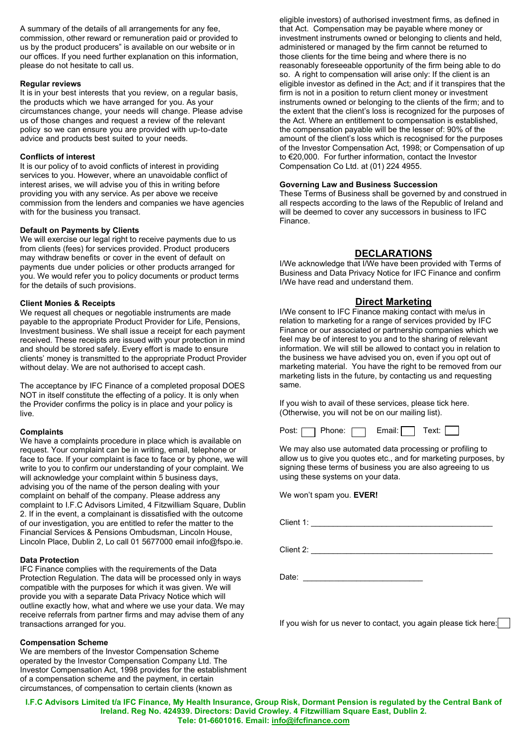A summary of the details of all arrangements for any fee, commission, other reward or remuneration paid or provided to us by the product producers" is available on our website or in our offices. If you need further explanation on this information, please do not hesitate to call us.

**Regular reviews**
It is in your best interests that you review, on a regular basis, the products which we have arranged for you. As your circumstances change, your needs will change. Please advise us of those changes and request a review of the relevant policy so we can ensure you are provided with up-to-date advice and products best suited to your needs.

**Conflicts of interest**
It is our policy of to avoid conflicts of interest in providing services to you. However, where an unavoidable conflict of interest arises, we will advise you of this in writing before providing you with any service. As per above we receive commission from the lenders and companies we have agencies with for the business you transact.

**Default on Payments by Clients**
We will exercise our legal right to receive payments due to us from clients (fees) for services provided. Product producers may withdraw benefits or cover in the event of default on payments due under policies or other products arranged for you. We would refer you to policy documents or product terms for the details of such provisions.

**Client Monies & Receipts**
We request all cheques or negotiable instruments are made payable to the appropriate Product Provider for Life, Pensions, Investment business. We shall issue a receipt for each payment received. These receipts are issued with your protection in mind and should be stored safely. Every effort is made to ensure clients' money is transmitted to the appropriate Product Provider without delay. We are not authorised to accept cash.

The acceptance by IFC Finance of a completed proposal DOES NOT in itself constitute the effecting of a policy. It is only when the Provider confirms the policy is in place and your policy is live.

**Complaints**
We have a complaints procedure in place which is available on request. Your complaint can be in writing, email, telephone or face to face. If your complaint is face to face or by phone, we will write to you to confirm our understanding of your complaint. We will acknowledge your complaint within 5 business days, advising you of the name of the person dealing with your complaint on behalf of the company. Please address any complaint to I.F.C Advisors Limited, 4 Fitzwilliam Square, Dublin 2. If in the event, a complainant is dissatisfied with the outcome of our investigation, you are entitled to refer the matter to the Financial Services & Pensions Ombudsman, Lincoln House, Lincoln Place, Dublin 2, Lo call 01 5677000 email info@fspo.ie.

**Data Protection**
IFC Finance complies with the requirements of the Data Protection Regulation. The data will be processed only in ways compatible with the purposes for which it was given. We will provide you with a separate Data Privacy Notice which will outline exactly how, what and where we use your data. We may receive referrals from partner firms and may advise them of any transactions arranged for you.

**Compensation Scheme**
We are members of the Investor Compensation Scheme operated by the Investor Compensation Company Ltd. The Investor Compensation Act, 1998 provides for the establishment of a compensation scheme and the payment, in certain circumstances, of compensation to certain clients (known as eligible investors) of authorised investment firms, as defined in that Act. Compensation may be payable where money or investment instruments owned or belonging to clients and held, administered or managed by the firm cannot be returned to those clients for the time being and where there is no reasonably foreseeable opportunity of the firm being able to do so. A right to compensation will arise only: If the client is an eligible investor as defined in the Act; and if it transpires that the firm is not in a position to return client money or investment instruments owned or belonging to the clients of the firm; and to the extent that the client's loss is recognized for the purposes of the Act. Where an entitlement to compensation is established, the compensation payable will be the lesser of: 90% of the amount of the client's loss which is recognised for the purposes of the Investor Compensation Act, 1998; or Compensation of up to €20,000. For further information, contact the Investor Compensation Co Ltd. at (01) 224 4955.

**Governing Law and Business Succession**
These Terms of Business shall be governed by and construed in all respects according to the laws of the Republic of Ireland and will be deemed to cover any successors in business to IFC Finance.

## DECLARATIONS

I/We acknowledge that I/We have been provided with Terms of Business and Data Privacy Notice for IFC Finance and confirm I/We have read and understand them.

## Direct Marketing

I/We consent to IFC Finance making contact with me/us in relation to marketing for a range of services provided by IFC Finance or our associated or partnership companies which we feel may be of interest to you and to the sharing of relevant information. We will still be allowed to contact you in relation to the business we have advised you on, even if you opt out of marketing material. You have the right to be removed from our marketing lists in the future, by contacting us and requesting same.

If you wish to avail of these services, please tick here. (Otherwise, you will not be on our mailing list).

Post: ☐ Phone: ☐ Email: ☐ Text: ☐

We may also use automated data processing or profiling to allow us to give you quotes etc., and for marketing purposes, by signing these terms of business you are also agreeing to us using these systems on your data.

We won't spam you. **EVER!**

Client 1: ________________________________________

Client 2: ________________________________________

Date: ___________________________

If you wish for us never to contact, you again please tick here: ☐

**I.F.C Advisors Limited t/a IFC Finance, My Health Insurance, Group Risk, Dormant Pension is regulated by the Central Bank of Ireland. Reg No. 424939. Directors: David Crowley. 4 Fitzwilliam Square East, Dublin 2. Tele: 01-6601016. Email: info@ifcfinance.com**